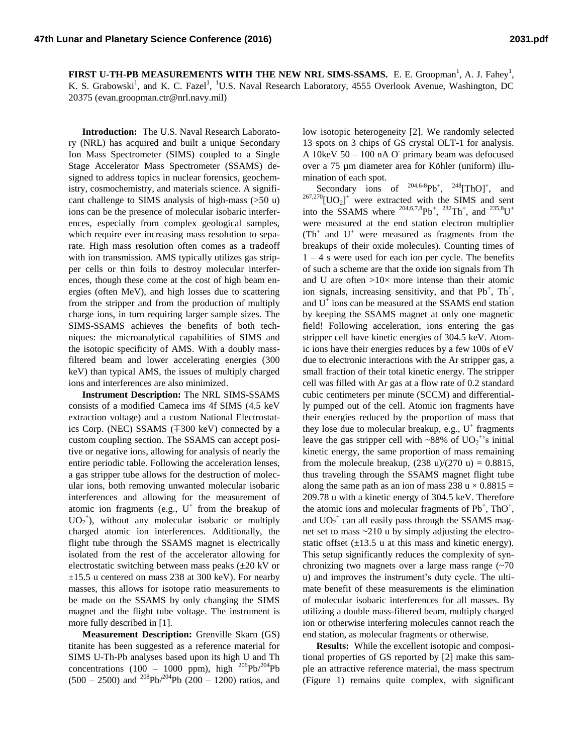# FIRST U-TH-PB MEASUREMENTS WITH THE NEW NRL SIMS-SSAMS.

E. E. Groopman[1], A. J. Fahey[1], K. S. Grabowski[1], and K. C. Fazel[1], [1]U.S. Naval Research Laboratory, 4555 Overlook Avenue, Washington, DC 20375 (evan.groopman.ctr@nrl.navy.mil)

**Introduction:** The U.S. Naval Research Laboratory (NRL) has acquired and built a unique Secondary Ion Mass Spectrometer (SIMS) coupled to a Single Stage Accelerator Mass Spectrometer (SSAMS) designed to address topics in nuclear forensics, geochemistry, cosmochemistry, and materials science. A significant challenge to SIMS analysis of high-mass (>50 u) ions can be the presence of molecular isobaric interferences, especially from complex geological samples, which require ever increasing mass resolution to separate. High mass resolution often comes as a tradeoff with ion transmission. AMS typically utilizes gas stripper cells or thin foils to destroy molecular interferences, though these come at the cost of high beam energies (often MeV), and high losses due to scattering from the stripper and from the production of multiply charge ions, in turn requiring larger sample sizes. The SIMS-SSAMS achieves the benefits of both techniques: the microanalytical capabilities of SIMS and the isotopic specificity of AMS. With a doubly mass-filtered beam and lower accelerating energies (300 keV) than typical AMS, the issues of multiply charged ions and interferences are also minimized.

**Instrument Description:** The NRL SIMS-SSAMS consists of a modified Cameca ims 4f SIMS (4.5 keV extraction voltage) and a custom National Electrostatics Corp. (NEC) SSAMS (∓300 keV) connected by a custom coupling section. The SSAMS can accept positive or negative ions, allowing for analysis of nearly the entire periodic table. Following the acceleration lenses, a gas stripper tube allows for the destruction of molecular ions, both removing unwanted molecular isobaric interferences and allowing for the measurement of atomic ion fragments (e.g., $U^+$ from the breakup of $UO_2^+$), without any molecular isobaric or multiply charged atomic ion interferences. Additionally, the flight tube through the SSAMS magnet is electrically isolated from the rest of the accelerator allowing for electrostatic switching between mass peaks (±20 kV or ±15.5 u centered on mass 238 at 300 keV). For nearby masses, this allows for isotope ratio measurements to be made on the SSAMS by only changing the SIMS magnet and the flight tube voltage. The instrument is more fully described in [1].

**Measurement Description:** Grenville Skarn (GS) titanite has been suggested as a reference material for SIMS U-Th-Pb analyses based upon its high U and Th concentrations (100 – 1000 ppm), high $^{206}Pb/^{204}Pb$ (500 – 2500) and $^{208}Pb/^{204}Pb$ (200 – 1200) ratios, and low isotopic heterogeneity [2]. We randomly selected 13 spots on 3 chips of GS crystal OLT-1 for analysis. A 10keV 50 – 100 nA $O^-$ primary beam was defocused over a 75 µm diameter area for Köhler (uniform) illumination of each spot.

Secondary ions of $^{204,6\text{-}8}Pb^+$, $^{248}[ThO]^+$, and $^{267,270}[UO_2]^+$ were extracted with the SIMS and sent into the SSAMS where $^{204,6,7,8}Pb^+$, $^{232}Th^+$, and $^{235,8}U^+$ were measured at the end station electron multiplier ($Th^+$ and $U^+$ were measured as fragments from the breakups of their oxide molecules). Counting times of 1 – 4 s were used for each ion per cycle. The benefits of such a scheme are that the oxide ion signals from Th and U are often >10× more intense than their atomic ion signals, increasing sensitivity, and that $Pb^+$, $Th^+$, and $U^+$ ions can be measured at the SSAMS end station by keeping the SSAMS magnet at only one magnetic field! Following acceleration, ions entering the gas stripper cell have kinetic energies of 304.5 keV. Atomic ions have their energies reduces by a few 100s of eV due to electronic interactions with the Ar stripper gas, a small fraction of their total kinetic energy. The stripper cell was filled with Ar gas at a flow rate of 0.2 standard cubic centimeters per minute (SCCM) and differentially pumped out of the cell. Atomic ion fragments have their energies reduced by the proportion of mass that they lose due to molecular breakup, e.g., $U^+$ fragments leave the gas stripper cell with ~88% of $UO_2^+$'s initial kinetic energy, the same proportion of mass remaining from the molecule breakup, (238 u)/(270 u) = 0.8815, thus traveling through the SSAMS magnet flight tube along the same path as an ion of mass 238 u × 0.8815 = 209.78 u with a kinetic energy of 304.5 keV. Therefore the atomic ions and molecular fragments of $Pb^+$, $ThO^+$, and $UO_2^+$ can all easily pass through the SSAMS magnet set to mass ~210 u by simply adjusting the electrostatic offset (±13.5 u at this mass and kinetic energy). This setup significantly reduces the complexity of synchronizing two magnets over a large mass range (~70 u) and improves the instrument's duty cycle. The ultimate benefit of these measurements is the elimination of molecular isobaric interferences for all masses. By utilizing a double mass-filtered beam, multiply charged ion or otherwise interfering molecules cannot reach the end station, as molecular fragments or otherwise.

**Results:** While the excellent isotopic and compositional properties of GS reported by [2] make this sample an attractive reference material, the mass spectrum (Figure 1) remains quite complex, with significant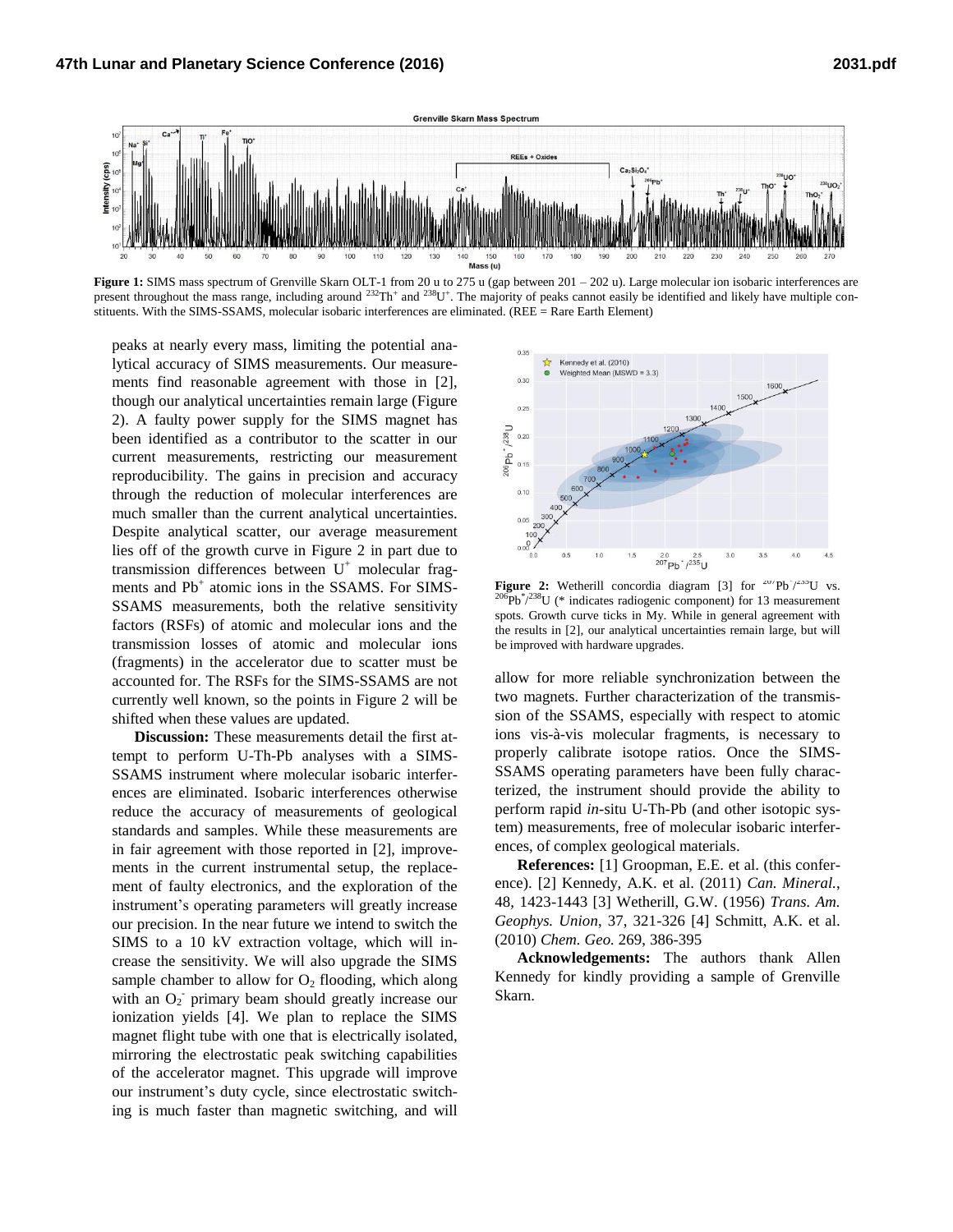Grenville Skarn Mass Spectrum

Intensity (cps)

Mass (u)

Na+ Si+ Mg+ Ca+ Ti+ Fe+ TiO+ REEs + Oxides Ce+ $Ca_2Si_2O_4^+$ 206Pb+ Th+ 238U+ ThO+ 238UO+ ThO2+ 238UO2+

**Figure 1:** SIMS mass spectrum of Grenville Skarn OLT-1 from 20 u to 275 u (gap between 201 – 202 u). Large molecular ion isobaric interferences are present throughout the mass range, including around $^{232}Th^+$ and $^{238}U^+$. The majority of peaks cannot easily be identified and likely have multiple constituents. With the SIMS-SSAMS, molecular isobaric interferences are eliminated. (REE = Rare Earth Element)

peaks at nearly every mass, limiting the potential analytical accuracy of SIMS measurements. Our measurements find reasonable agreement with those in [2], though our analytical uncertainties remain large (Figure 2). A faulty power supply for the SIMS magnet has been identified as a contributor to the scatter in our current measurements, restricting our measurement reproducibility. The gains in precision and accuracy through the reduction of molecular interferences are much smaller than the current analytical uncertainties. Despite analytical scatter, our average measurement lies off of the growth curve in Figure 2 in part due to transmission differences between $U^+$ molecular fragments and $Pb^+$ atomic ions in the SSAMS. For SIMS-SSAMS measurements, both the relative sensitivity factors (RSFs) of atomic and molecular ions and the transmission losses of atomic and molecular ions (fragments) in the accelerator due to scatter must be accounted for. The RSFs for the SIMS-SSAMS are not currently well known, so the points in Figure 2 will be shifted when these values are updated.

Kennedy et al. (2010)
Weighted Mean (MSWD = 3.3)

$^{206}Pb^*/^{238}U$

$^{207}Pb^*/^{235}U$

**Figure 2:** Wetherill concordia diagram [3] for $^{207}Pb^*/^{235}U$ vs. $^{206}Pb^*/^{238}U$ (* indicates radiogenic component) for 13 measurement spots. Growth curve ticks in My. While in general agreement with the results in [2], our analytical uncertainties remain large, but will be improved with hardware upgrades.

**Discussion:** These measurements detail the first attempt to perform U-Th-Pb analyses with a SIMS-SSAMS instrument where molecular isobaric interferences are eliminated. Isobaric interferences otherwise reduce the accuracy of measurements of geological standards and samples. While these measurements are in fair agreement with those reported in [2], improvements in the current instrumental setup, the replacement of faulty electronics, and the exploration of the instrument's operating parameters will greatly increase our precision. In the near future we intend to switch the SIMS to a 10 kV extraction voltage, which will increase the sensitivity. We will also upgrade the SIMS sample chamber to allow for $O_2$ flooding, which along with an $O_2^-$ primary beam should greatly increase our ionization yields [4]. We plan to replace the SIMS magnet flight tube with one that is electrically isolated, mirroring the electrostatic peak switching capabilities of the accelerator magnet. This upgrade will improve our instrument's duty cycle, since electrostatic switching is much faster than magnetic switching, and will allow for more reliable synchronization between the two magnets. Further characterization of the transmission of the SSAMS, especially with respect to atomic ions vis-à-vis molecular fragments, is necessary to properly calibrate isotope ratios. Once the SIMS-SSAMS operating parameters have been fully characterized, the instrument should provide the ability to perform rapid *in*-situ U-Th-Pb (and other isotopic system) measurements, free of molecular isobaric interferences, of complex geological materials.

**References:** [1] Groopman, E.E. et al. (this conference). [2] Kennedy, A.K. et al. (2011) *Can. Mineral.*, 48, 1423-1443 [3] Wetherill, G.W. (1956) *Trans. Am. Geophys. Union*, 37, 321-326 [4] Schmitt, A.K. et al. (2010) *Chem. Geo.* 269, 386-395

**Acknowledgements:** The authors thank Allen Kennedy for kindly providing a sample of Grenville Skarn.